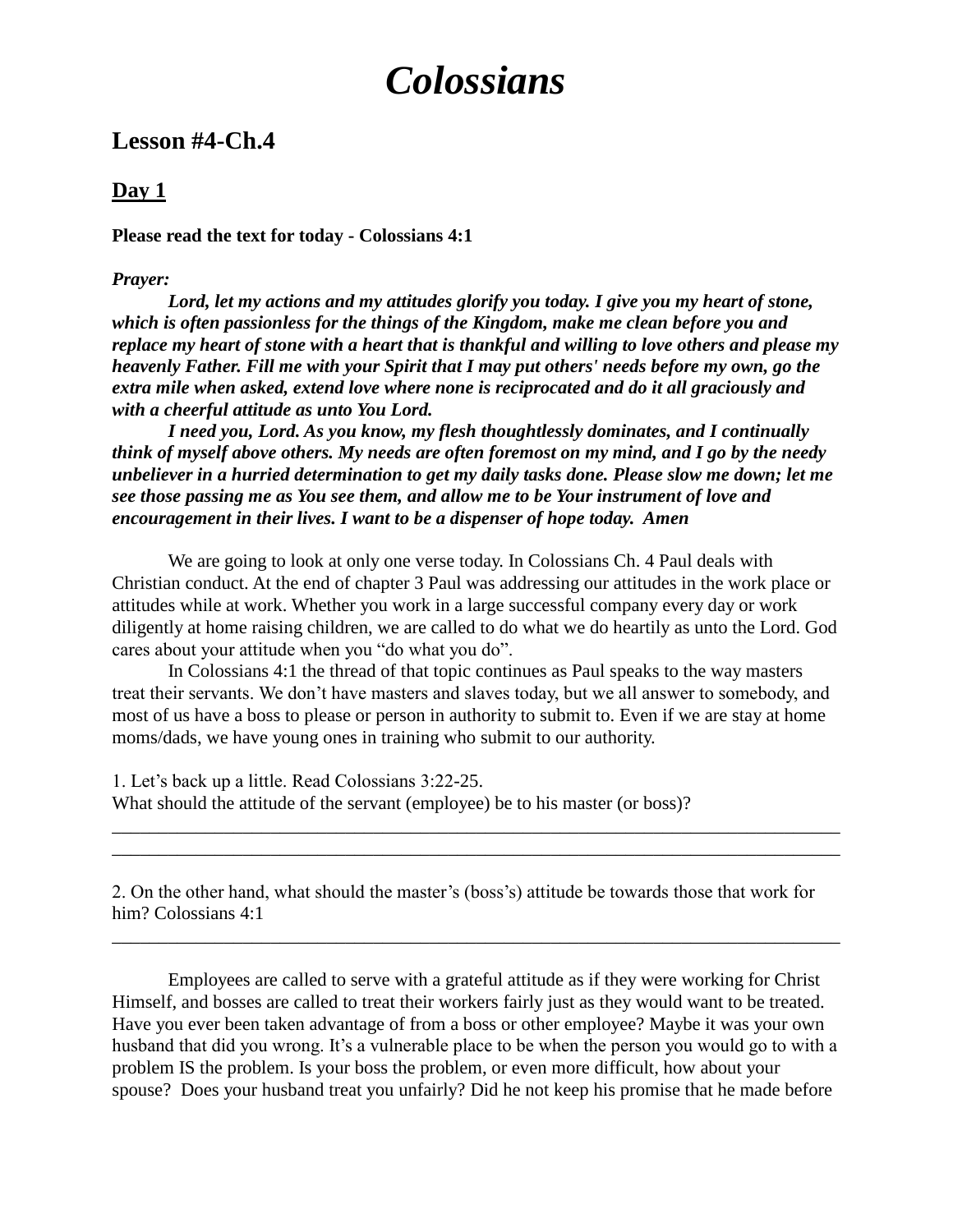# *Colossians*

## Lesson #4-Ch.4

### Day 1

**Please read the text for today - Colossians 4:1**

***Prayer:***

***Lord, let my actions and my attitudes glorify you today. I give you my heart of stone, which is often passionless for the things of the Kingdom, make me clean before you and replace my heart of stone with a heart that is thankful and willing to love others and please my heavenly Father. Fill me with your Spirit that I may put others' needs before my own, go the extra mile when asked, extend love where none is reciprocated and do it all graciously and with a cheerful attitude as unto You Lord.***

***I need you, Lord. As you know, my flesh thoughtlessly dominates, and I continually think of myself above others. My needs are often foremost on my mind, and I go by the needy unbeliever in a hurried determination to get my daily tasks done. Please slow me down; let me see those passing me as You see them, and allow me to be Your instrument of love and encouragement in their lives. I want to be a dispenser of hope today. Amen***

We are going to look at only one verse today. In Colossians Ch. 4 Paul deals with Christian conduct. At the end of chapter 3 Paul was addressing our attitudes in the work place or attitudes while at work. Whether you work in a large successful company every day or work diligently at home raising children, we are called to do what we do heartily as unto the Lord. God cares about your attitude when you "do what you do".

In Colossians 4:1 the thread of that topic continues as Paul speaks to the way masters treat their servants. We don't have masters and slaves today, but we all answer to somebody, and most of us have a boss to please or person in authority to submit to. Even if we are stay at home moms/dads, we have young ones in training who submit to our authority.

1. Let's back up a little. Read Colossians 3:22-25.
What should the attitude of the servant (employee) be to his master (or boss)?
_______________________________________________________________________________
_______________________________________________________________________________

2. On the other hand, what should the master's (boss's) attitude be towards those that work for him? Colossians 4:1
_______________________________________________________________________________

Employees are called to serve with a grateful attitude as if they were working for Christ Himself, and bosses are called to treat their workers fairly just as they would want to be treated. Have you ever been taken advantage of from a boss or other employee? Maybe it was your own husband that did you wrong. It's a vulnerable place to be when the person you would go to with a problem IS the problem. Is your boss the problem, or even more difficult, how about your spouse? Does your husband treat you unfairly? Did he not keep his promise that he made before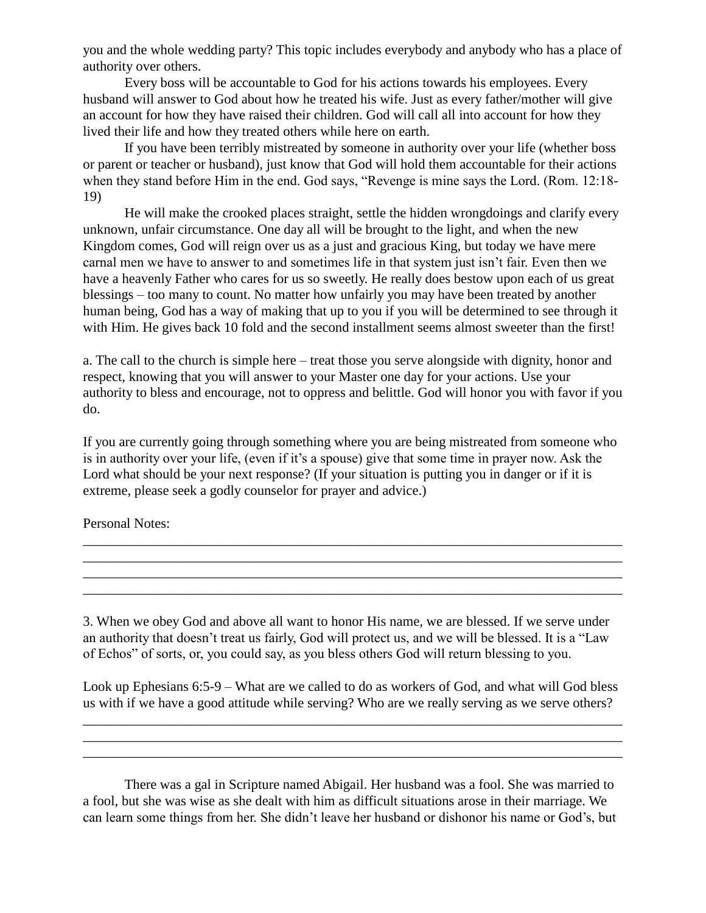you and the whole wedding party? This topic includes everybody and anybody who has a place of authority over others.

Every boss will be accountable to God for his actions towards his employees. Every husband will answer to God about how he treated his wife. Just as every father/mother will give an account for how they have raised their children. God will call all into account for how they lived their life and how they treated others while here on earth.

If you have been terribly mistreated by someone in authority over your life (whether boss or parent or teacher or husband), just know that God will hold them accountable for their actions when they stand before Him in the end. God says, "Revenge is mine says the Lord. (Rom. 12:18-19)

He will make the crooked places straight, settle the hidden wrongdoings and clarify every unknown, unfair circumstance. One day all will be brought to the light, and when the new Kingdom comes, God will reign over us as a just and gracious King, but today we have mere carnal men we have to answer to and sometimes life in that system just isn't fair. Even then we have a heavenly Father who cares for us so sweetly. He really does bestow upon each of us great blessings – too many to count. No matter how unfairly you may have been treated by another human being, God has a way of making that up to you if you will be determined to see through it with Him. He gives back 10 fold and the second installment seems almost sweeter than the first!

a. The call to the church is simple here – treat those you serve alongside with dignity, honor and respect, knowing that you will answer to your Master one day for your actions. Use your authority to bless and encourage, not to oppress and belittle. God will honor you with favor if you do.

If you are currently going through something where you are being mistreated from someone who is in authority over your life, (even if it's a spouse) give that some time in prayer now. Ask the Lord what should be your next response? (If your situation is putting you in danger or if it is extreme, please seek a godly counselor for prayer and advice.)

Personal Notes:

______________________________________________________________________________
______________________________________________________________________________
______________________________________________________________________________
______________________________________________________________________________

3. When we obey God and above all want to honor His name, we are blessed. If we serve under an authority that doesn't treat us fairly, God will protect us, and we will be blessed. It is a "Law of Echos" of sorts, or, you could say, as you bless others God will return blessing to you.

Look up Ephesians 6:5-9 – What are we called to do as workers of God, and what will God bless us with if we have a good attitude while serving? Who are we really serving as we serve others?

______________________________________________________________________________
______________________________________________________________________________
______________________________________________________________________________

There was a gal in Scripture named Abigail. Her husband was a fool. She was married to a fool, but she was wise as she dealt with him as difficult situations arose in their marriage. We can learn some things from her. She didn't leave her husband or dishonor his name or God's, but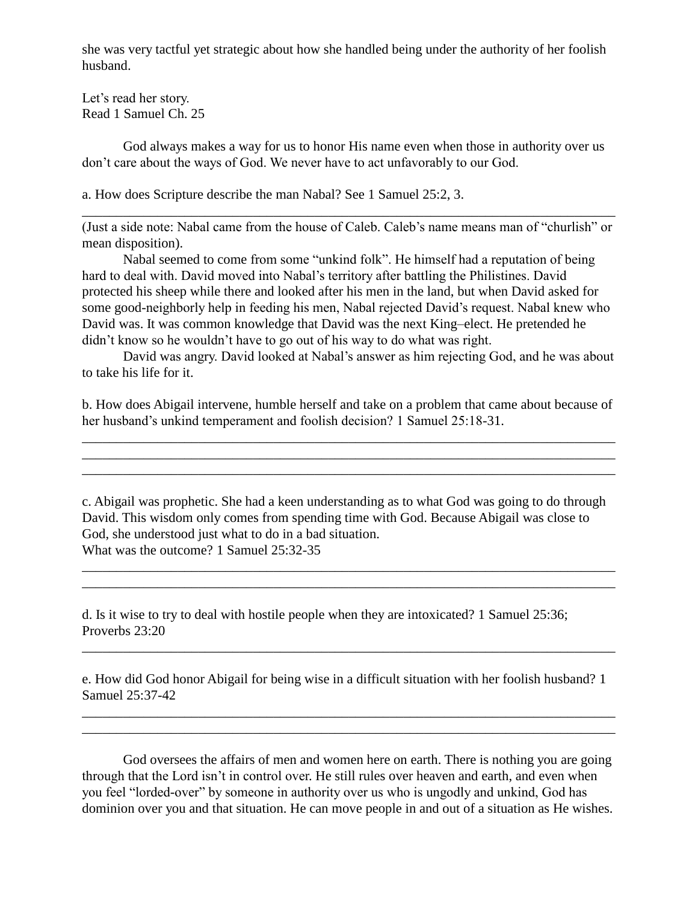she was very tactful yet strategic about how she handled being under the authority of her foolish husband.

Let's read her story.
Read 1 Samuel Ch. 25

God always makes a way for us to honor His name even when those in authority over us don't care about the ways of God. We never have to act unfavorably to our God.

a. How does Scripture describe the man Nabal? See 1 Samuel 25:2, 3.

______________________________________________________________________________

(Just a side note: Nabal came from the house of Caleb. Caleb's name means man of "churlish" or mean disposition).

Nabal seemed to come from some "unkind folk". He himself had a reputation of being hard to deal with. David moved into Nabal's territory after battling the Philistines. David protected his sheep while there and looked after his men in the land, but when David asked for some good-neighborly help in feeding his men, Nabal rejected David's request. Nabal knew who David was. It was common knowledge that David was the next King–elect. He pretended he didn't know so he wouldn't have to go out of his way to do what was right.

David was angry. David looked at Nabal's answer as him rejecting God, and he was about to take his life for it.

b. How does Abigail intervene, humble herself and take on a problem that came about because of her husband's unkind temperament and foolish decision? 1 Samuel 25:18-31.

______________________________________________________________________________
______________________________________________________________________________
______________________________________________________________________________

c. Abigail was prophetic. She had a keen understanding as to what God was going to do through David. This wisdom only comes from spending time with God. Because Abigail was close to God, she understood just what to do in a bad situation.
What was the outcome? 1 Samuel 25:32-35

______________________________________________________________________________
______________________________________________________________________________

d. Is it wise to try to deal with hostile people when they are intoxicated? 1 Samuel 25:36; Proverbs 23:20

______________________________________________________________________________

e. How did God honor Abigail for being wise in a difficult situation with her foolish husband? 1 Samuel 25:37-42

______________________________________________________________________________
______________________________________________________________________________

God oversees the affairs of men and women here on earth. There is nothing you are going through that the Lord isn't in control over. He still rules over heaven and earth, and even when you feel "lorded-over" by someone in authority over us who is ungodly and unkind, God has dominion over you and that situation. He can move people in and out of a situation as He wishes.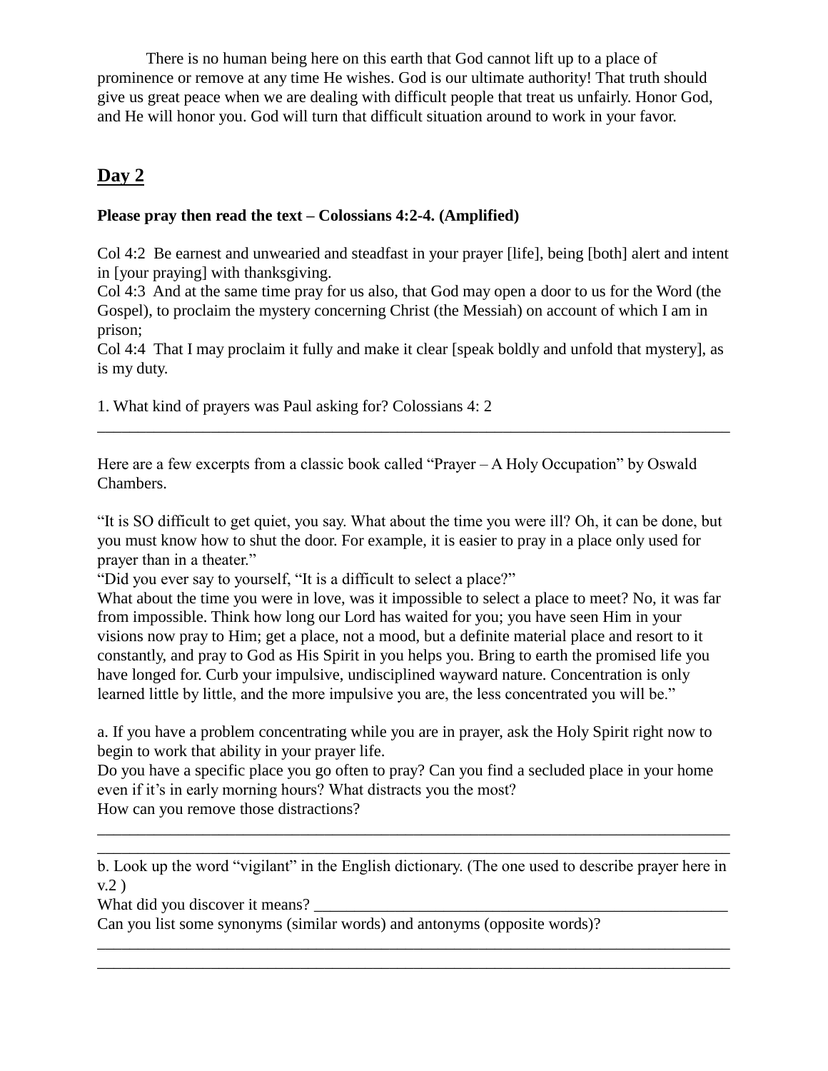There is no human being here on this earth that God cannot lift up to a place of prominence or remove at any time He wishes. God is our ultimate authority! That truth should give us great peace when we are dealing with difficult people that treat us unfairly. Honor God, and He will honor you. God will turn that difficult situation around to work in your favor.

## Day 2

**Please pray then read the text – Colossians 4:2-4. (Amplified)**

Col 4:2 Be earnest and unwearied and steadfast in your prayer [life], being [both] alert and intent in [your praying] with thanksgiving.
Col 4:3 And at the same time pray for us also, that God may open a door to us for the Word (the Gospel), to proclaim the mystery concerning Christ (the Messiah) on account of which I am in prison;
Col 4:4 That I may proclaim it fully and make it clear [speak boldly and unfold that mystery], as is my duty.

1. What kind of prayers was Paul asking for? Colossians 4: 2

___________________________________________________________________________

Here are a few excerpts from a classic book called "Prayer – A Holy Occupation" by Oswald Chambers.

"It is SO difficult to get quiet, you say. What about the time you were ill? Oh, it can be done, but you must know how to shut the door. For example, it is easier to pray in a place only used for prayer than in a theater."
"Did you ever say to yourself, "It is a difficult to select a place?"
What about the time you were in love, was it impossible to select a place to meet? No, it was far from impossible. Think how long our Lord has waited for you; you have seen Him in your visions now pray to Him; get a place, not a mood, but a definite material place and resort to it constantly, and pray to God as His Spirit in you helps you. Bring to earth the promised life you have longed for. Curb your impulsive, undisciplined wayward nature. Concentration is only learned little by little, and the more impulsive you are, the less concentrated you will be."

a. If you have a problem concentrating while you are in prayer, ask the Holy Spirit right now to begin to work that ability in your prayer life.
Do you have a specific place you go often to pray? Can you find a secluded place in your home even if it's in early morning hours? What distracts you the most?
How can you remove those distractions?

___________________________________________________________________________
___________________________________________________________________________

b. Look up the word "vigilant" in the English dictionary. (The one used to describe prayer here in v.2 )
What did you discover it means? ____________________________________________________
Can you list some synonyms (similar words) and antonyms (opposite words)?

___________________________________________________________________________
___________________________________________________________________________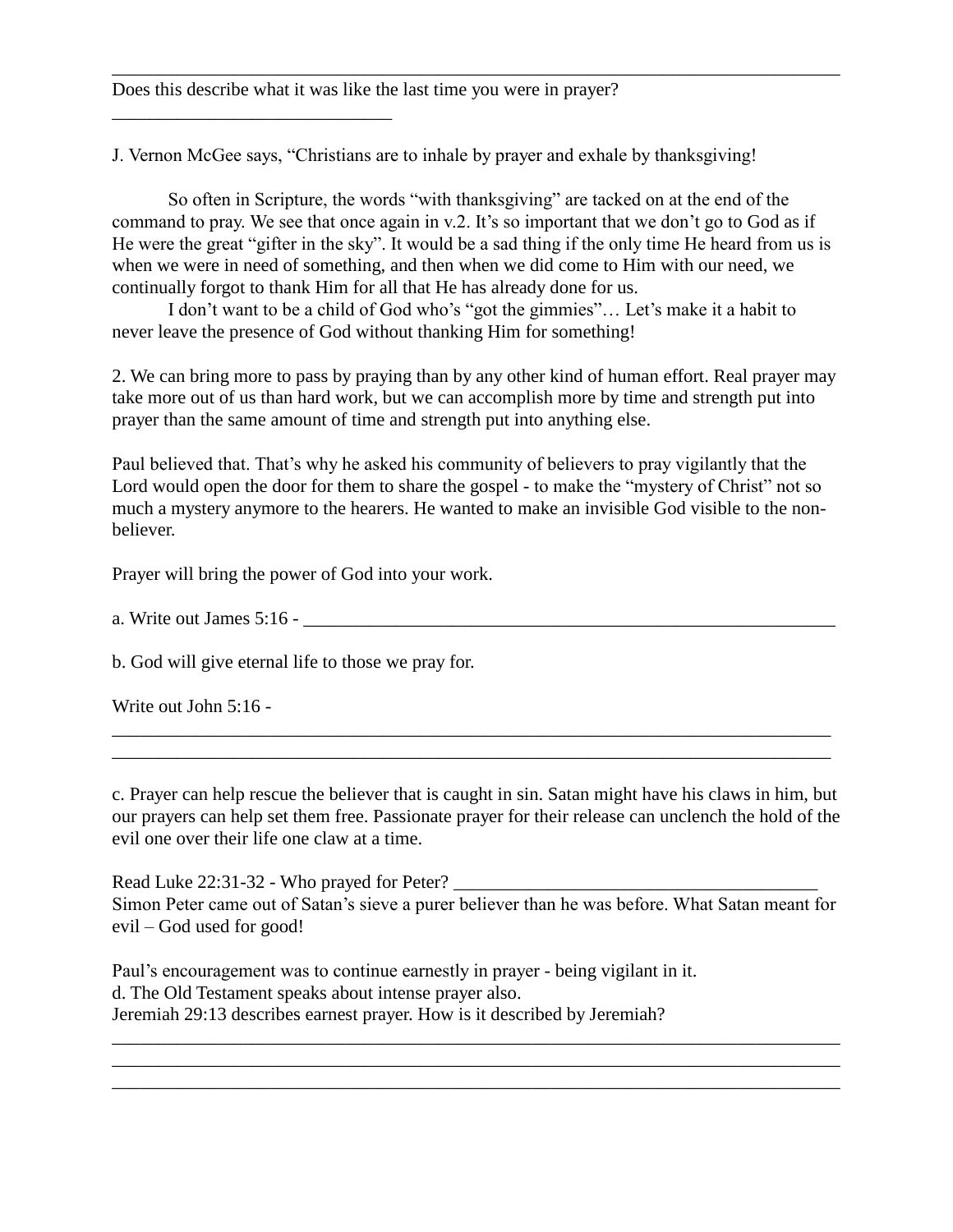______________________________________________________________________________

Does this describe what it was like the last time you were in prayer? ______________________________

J. Vernon McGee says, "Christians are to inhale by prayer and exhale by thanksgiving!

So often in Scripture, the words "with thanksgiving" are tacked on at the end of the command to pray. We see that once again in v.2. It's so important that we don't go to God as if He were the great "gifter in the sky". It would be a sad thing if the only time He heard from us is when we were in need of something, and then when we did come to Him with our need, we continually forgot to thank Him for all that He has already done for us.

I don't want to be a child of God who's "got the gimmies"… Let's make it a habit to never leave the presence of God without thanking Him for something!

2. We can bring more to pass by praying than by any other kind of human effort. Real prayer may take more out of us than hard work, but we can accomplish more by time and strength put into prayer than the same amount of time and strength put into anything else.

Paul believed that. That's why he asked his community of believers to pray vigilantly that the Lord would open the door for them to share the gospel - to make the "mystery of Christ" not so much a mystery anymore to the hearers. He wanted to make an invisible God visible to the non-believer.

Prayer will bring the power of God into your work.

a. Write out James 5:16 - ____________________________________________________________

b. God will give eternal life to those we pray for.

Write out John 5:16 -
______________________________________________________________________________
______________________________________________________________________________

c. Prayer can help rescue the believer that is caught in sin. Satan might have his claws in him, but our prayers can help set them free. Passionate prayer for their release can unclench the hold of the evil one over their life one claw at a time.

Read Luke 22:31-32 - Who prayed for Peter? ________________________________________
Simon Peter came out of Satan's sieve a purer believer than he was before. What Satan meant for evil – God used for good!

Paul's encouragement was to continue earnestly in prayer - being vigilant in it.
d. The Old Testament speaks about intense prayer also.
Jeremiah 29:13 describes earnest prayer. How is it described by Jeremiah?
______________________________________________________________________________
______________________________________________________________________________
______________________________________________________________________________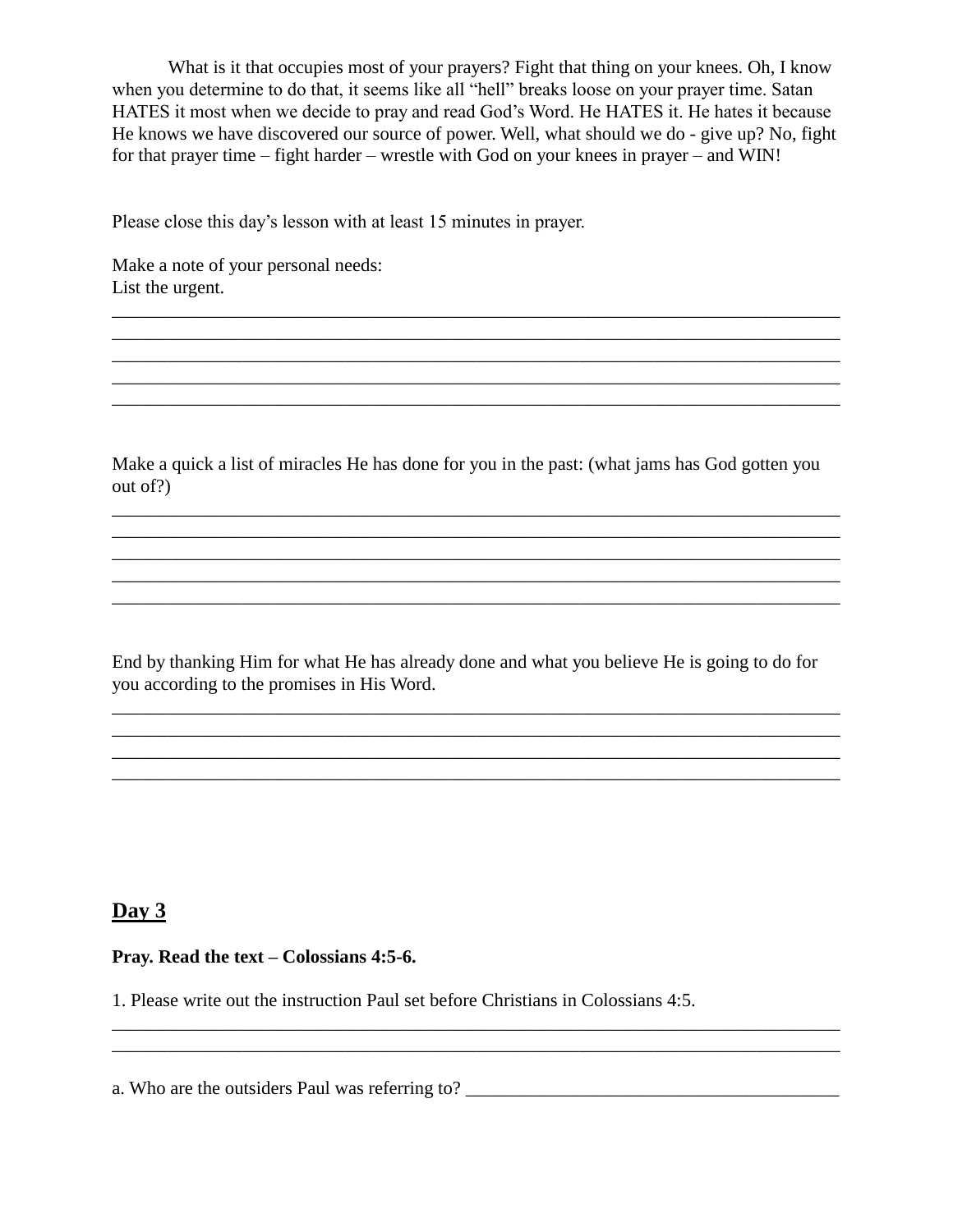What is it that occupies most of your prayers? Fight that thing on your knees. Oh, I know when you determine to do that, it seems like all "hell" breaks loose on your prayer time. Satan HATES it most when we decide to pray and read God's Word. He HATES it. He hates it because He knows we have discovered our source of power. Well, what should we do - give up? No, fight for that prayer time – fight harder – wrestle with God on your knees in prayer – and WIN!

Please close this day's lesson with at least 15 minutes in prayer.

Make a note of your personal needs:
List the urgent.

_______________________________________________________________________________
_______________________________________________________________________________
_______________________________________________________________________________
_______________________________________________________________________________
_______________________________________________________________________________

Make a quick a list of miracles He has done for you in the past: (what jams has God gotten you out of?)

_______________________________________________________________________________
_______________________________________________________________________________
_______________________________________________________________________________
_______________________________________________________________________________
_______________________________________________________________________________

End by thanking Him for what He has already done and what you believe He is going to do for you according to the promises in His Word.

_______________________________________________________________________________
_______________________________________________________________________________
_______________________________________________________________________________
_______________________________________________________________________________

## Day 3

**Pray. Read the text – Colossians 4:5-6.**

1. Please write out the instruction Paul set before Christians in Colossians 4:5.

_______________________________________________________________________________
_______________________________________________________________________________

a. Who are the outsiders Paul was referring to? ________________________________________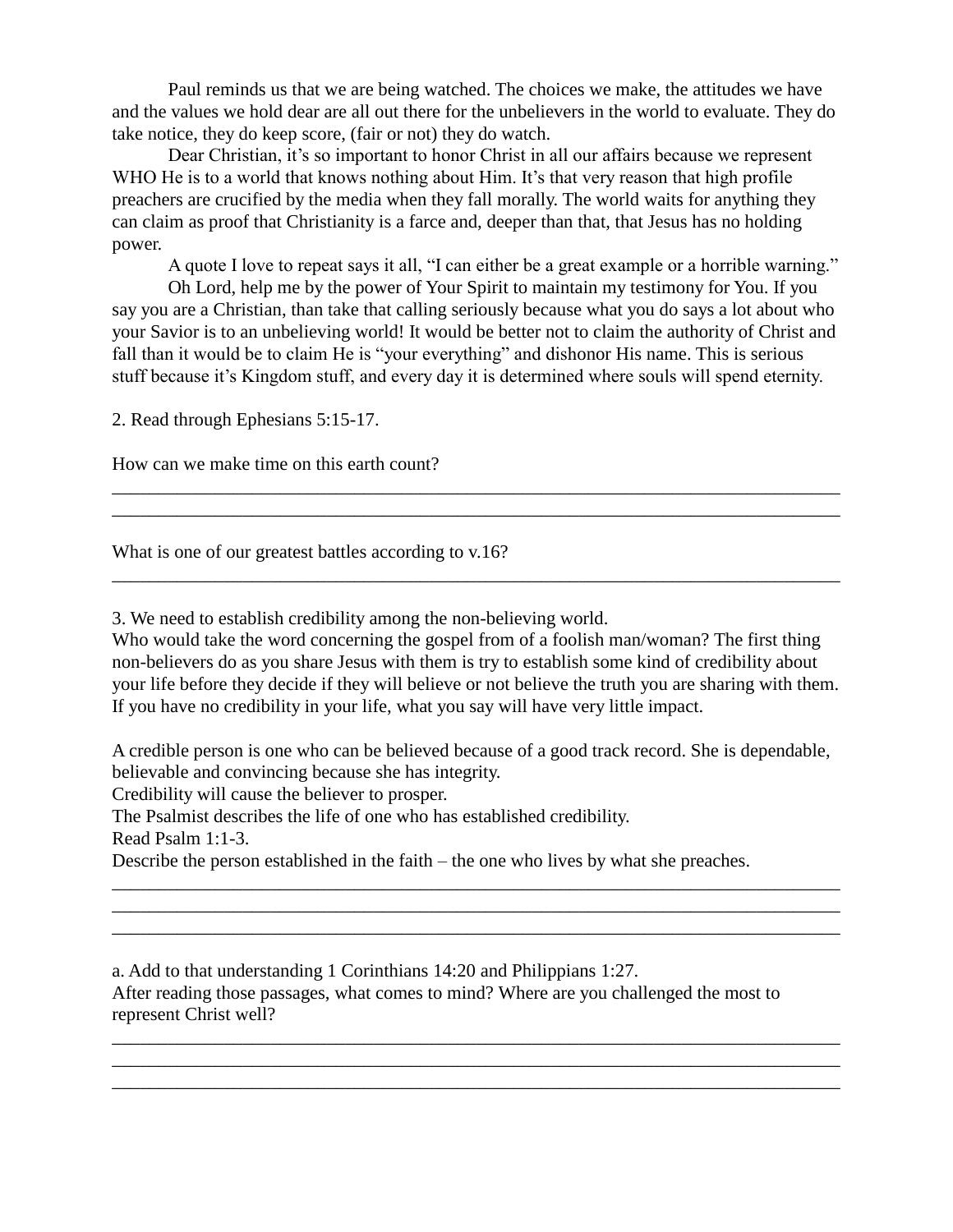Paul reminds us that we are being watched. The choices we make, the attitudes we have and the values we hold dear are all out there for the unbelievers in the world to evaluate. They do take notice, they do keep score, (fair or not) they do watch.

Dear Christian, it's so important to honor Christ in all our affairs because we represent WHO He is to a world that knows nothing about Him. It's that very reason that high profile preachers are crucified by the media when they fall morally. The world waits for anything they can claim as proof that Christianity is a farce and, deeper than that, that Jesus has no holding power.

A quote I love to repeat says it all, "I can either be a great example or a horrible warning."

Oh Lord, help me by the power of Your Spirit to maintain my testimony for You. If you say you are a Christian, than take that calling seriously because what you do says a lot about who your Savior is to an unbelieving world! It would be better not to claim the authority of Christ and fall than it would be to claim He is "your everything" and dishonor His name. This is serious stuff because it's Kingdom stuff, and every day it is determined where souls will spend eternity.

2. Read through Ephesians 5:15-17.

How can we make time on this earth count?

______________________________________________________________________________
______________________________________________________________________________

What is one of our greatest battles according to v.16?

______________________________________________________________________________

3. We need to establish credibility among the non-believing world.
Who would take the word concerning the gospel from of a foolish man/woman? The first thing non-believers do as you share Jesus with them is try to establish some kind of credibility about your life before they decide if they will believe or not believe the truth you are sharing with them. If you have no credibility in your life, what you say will have very little impact.

A credible person is one who can be believed because of a good track record. She is dependable, believable and convincing because she has integrity.
Credibility will cause the believer to prosper.
The Psalmist describes the life of one who has established credibility.
Read Psalm 1:1-3.
Describe the person established in the faith – the one who lives by what she preaches.

______________________________________________________________________________
______________________________________________________________________________
______________________________________________________________________________

a. Add to that understanding 1 Corinthians 14:20 and Philippians 1:27.
After reading those passages, what comes to mind? Where are you challenged the most to represent Christ well?

______________________________________________________________________________
______________________________________________________________________________
______________________________________________________________________________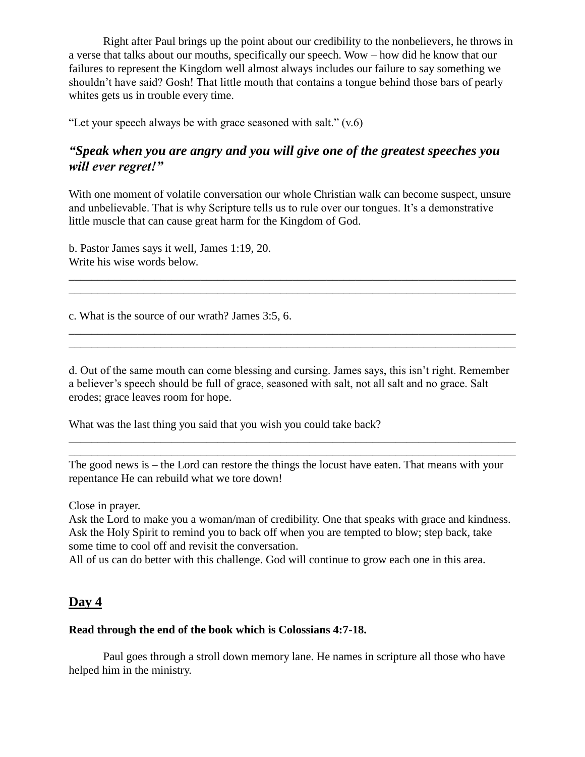Right after Paul brings up the point about our credibility to the nonbelievers, he throws in a verse that talks about our mouths, specifically our speech. Wow – how did he know that our failures to represent the Kingdom well almost always includes our failure to say something we shouldn't have said? Gosh! That little mouth that contains a tongue behind those bars of pearly whites gets us in trouble every time.

"Let your speech always be with grace seasoned with salt." (v.6)

### *"Speak when you are angry and you will give one of the greatest speeches you will ever regret!"*

With one moment of volatile conversation our whole Christian walk can become suspect, unsure and unbelievable. That is why Scripture tells us to rule over our tongues. It's a demonstrative little muscle that can cause great harm for the Kingdom of God.

b. Pastor James says it well, James 1:19, 20.
Write his wise words below.

\_\_\_\_\_\_\_\_\_\_\_\_\_\_\_\_\_\_\_\_\_\_\_\_\_\_\_\_\_\_\_\_\_\_\_\_\_\_\_\_\_\_\_\_\_\_\_\_\_\_\_\_\_\_\_\_\_\_\_\_\_\_\_\_\_\_\_\_\_\_\_\_\_\_\_\_\_\_

\_\_\_\_\_\_\_\_\_\_\_\_\_\_\_\_\_\_\_\_\_\_\_\_\_\_\_\_\_\_\_\_\_\_\_\_\_\_\_\_\_\_\_\_\_\_\_\_\_\_\_\_\_\_\_\_\_\_\_\_\_\_\_\_\_\_\_\_\_\_\_\_\_\_\_\_\_\_

c. What is the source of our wrath? James 3:5, 6.

\_\_\_\_\_\_\_\_\_\_\_\_\_\_\_\_\_\_\_\_\_\_\_\_\_\_\_\_\_\_\_\_\_\_\_\_\_\_\_\_\_\_\_\_\_\_\_\_\_\_\_\_\_\_\_\_\_\_\_\_\_\_\_\_\_\_\_\_\_\_\_\_\_\_\_\_\_\_

\_\_\_\_\_\_\_\_\_\_\_\_\_\_\_\_\_\_\_\_\_\_\_\_\_\_\_\_\_\_\_\_\_\_\_\_\_\_\_\_\_\_\_\_\_\_\_\_\_\_\_\_\_\_\_\_\_\_\_\_\_\_\_\_\_\_\_\_\_\_\_\_\_\_\_\_\_\_

d. Out of the same mouth can come blessing and cursing. James says, this isn't right. Remember a believer's speech should be full of grace, seasoned with salt, not all salt and no grace. Salt erodes; grace leaves room for hope.

What was the last thing you said that you wish you could take back?

\_\_\_\_\_\_\_\_\_\_\_\_\_\_\_\_\_\_\_\_\_\_\_\_\_\_\_\_\_\_\_\_\_\_\_\_\_\_\_\_\_\_\_\_\_\_\_\_\_\_\_\_\_\_\_\_\_\_\_\_\_\_\_\_\_\_\_\_\_\_\_\_\_\_\_\_\_\_

\_\_\_\_\_\_\_\_\_\_\_\_\_\_\_\_\_\_\_\_\_\_\_\_\_\_\_\_\_\_\_\_\_\_\_\_\_\_\_\_\_\_\_\_\_\_\_\_\_\_\_\_\_\_\_\_\_\_\_\_\_\_\_\_\_\_\_\_\_\_\_\_\_\_\_\_\_\_

The good news is – the Lord can restore the things the locust have eaten. That means with your repentance He can rebuild what we tore down!

Close in prayer.
Ask the Lord to make you a woman/man of credibility. One that speaks with grace and kindness.
Ask the Holy Spirit to remind you to back off when you are tempted to blow; step back, take some time to cool off and revisit the conversation.
All of us can do better with this challenge. God will continue to grow each one in this area.

## Day 4

**Read through the end of the book which is Colossians 4:7-18.**

Paul goes through a stroll down memory lane. He names in scripture all those who have helped him in the ministry.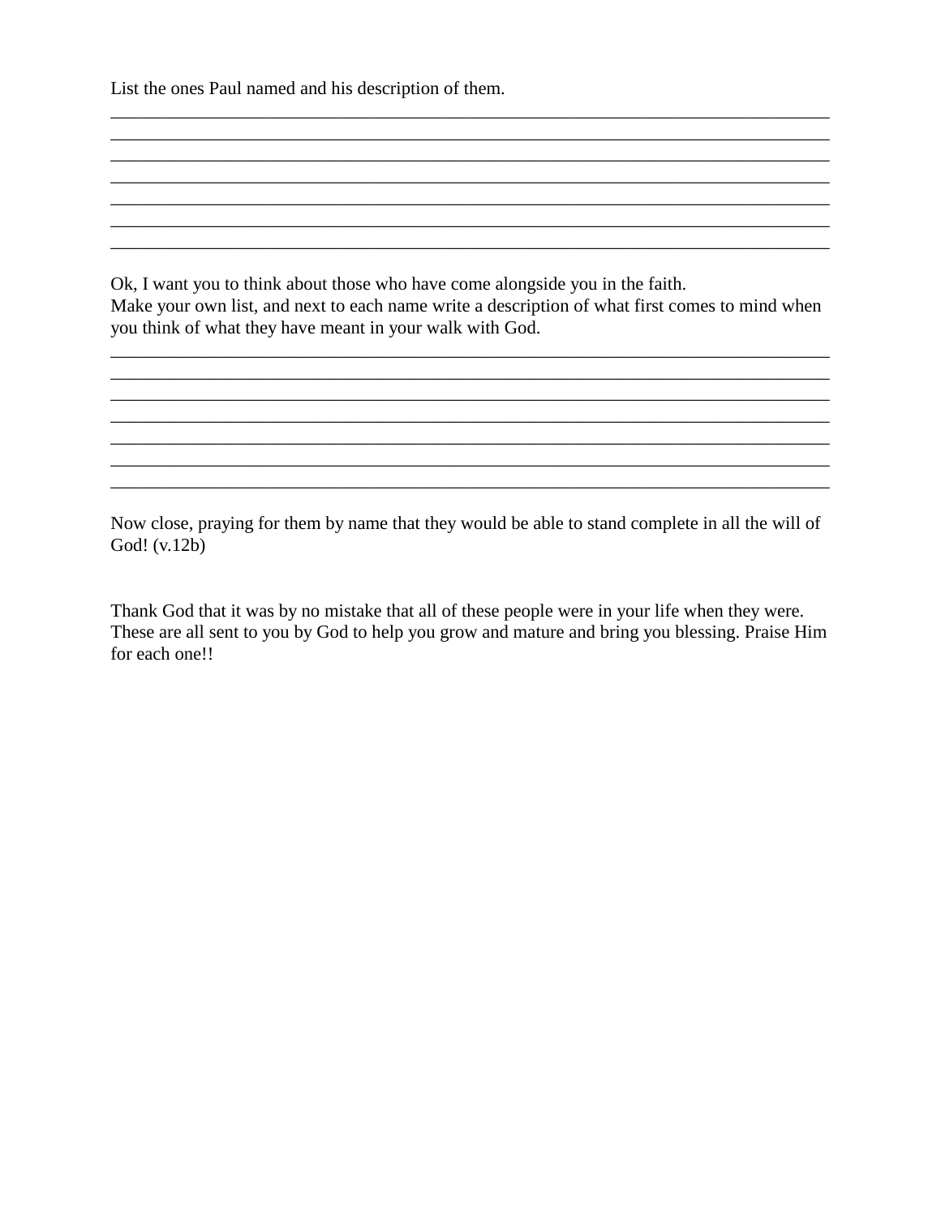List the ones Paul named and his description of them.

\_\_\_\_\_\_\_\_\_\_\_\_\_\_\_\_\_\_\_\_\_\_\_\_\_\_\_\_\_\_\_\_\_\_\_\_\_\_\_\_\_\_\_\_\_\_\_\_\_\_\_\_\_\_\_\_\_\_\_\_\_\_\_\_\_\_\_\_\_\_\_\_\_\_\_\_\_\_
\_\_\_\_\_\_\_\_\_\_\_\_\_\_\_\_\_\_\_\_\_\_\_\_\_\_\_\_\_\_\_\_\_\_\_\_\_\_\_\_\_\_\_\_\_\_\_\_\_\_\_\_\_\_\_\_\_\_\_\_\_\_\_\_\_\_\_\_\_\_\_\_\_\_\_\_\_\_
\_\_\_\_\_\_\_\_\_\_\_\_\_\_\_\_\_\_\_\_\_\_\_\_\_\_\_\_\_\_\_\_\_\_\_\_\_\_\_\_\_\_\_\_\_\_\_\_\_\_\_\_\_\_\_\_\_\_\_\_\_\_\_\_\_\_\_\_\_\_\_\_\_\_\_\_\_\_
\_\_\_\_\_\_\_\_\_\_\_\_\_\_\_\_\_\_\_\_\_\_\_\_\_\_\_\_\_\_\_\_\_\_\_\_\_\_\_\_\_\_\_\_\_\_\_\_\_\_\_\_\_\_\_\_\_\_\_\_\_\_\_\_\_\_\_\_\_\_\_\_\_\_\_\_\_\_
\_\_\_\_\_\_\_\_\_\_\_\_\_\_\_\_\_\_\_\_\_\_\_\_\_\_\_\_\_\_\_\_\_\_\_\_\_\_\_\_\_\_\_\_\_\_\_\_\_\_\_\_\_\_\_\_\_\_\_\_\_\_\_\_\_\_\_\_\_\_\_\_\_\_\_\_\_\_
\_\_\_\_\_\_\_\_\_\_\_\_\_\_\_\_\_\_\_\_\_\_\_\_\_\_\_\_\_\_\_\_\_\_\_\_\_\_\_\_\_\_\_\_\_\_\_\_\_\_\_\_\_\_\_\_\_\_\_\_\_\_\_\_\_\_\_\_\_\_\_\_\_\_\_\_\_\_
\_\_\_\_\_\_\_\_\_\_\_\_\_\_\_\_\_\_\_\_\_\_\_\_\_\_\_\_\_\_\_\_\_\_\_\_\_\_\_\_\_\_\_\_\_\_\_\_\_\_\_\_\_\_\_\_\_\_\_\_\_\_\_\_\_\_\_\_\_\_\_\_\_\_\_\_\_\_

Ok, I want you to think about those who have come alongside you in the faith.
Make your own list, and next to each name write a description of what first comes to mind when you think of what they have meant in your walk with God.

\_\_\_\_\_\_\_\_\_\_\_\_\_\_\_\_\_\_\_\_\_\_\_\_\_\_\_\_\_\_\_\_\_\_\_\_\_\_\_\_\_\_\_\_\_\_\_\_\_\_\_\_\_\_\_\_\_\_\_\_\_\_\_\_\_\_\_\_\_\_\_\_\_\_\_\_\_\_
\_\_\_\_\_\_\_\_\_\_\_\_\_\_\_\_\_\_\_\_\_\_\_\_\_\_\_\_\_\_\_\_\_\_\_\_\_\_\_\_\_\_\_\_\_\_\_\_\_\_\_\_\_\_\_\_\_\_\_\_\_\_\_\_\_\_\_\_\_\_\_\_\_\_\_\_\_\_
\_\_\_\_\_\_\_\_\_\_\_\_\_\_\_\_\_\_\_\_\_\_\_\_\_\_\_\_\_\_\_\_\_\_\_\_\_\_\_\_\_\_\_\_\_\_\_\_\_\_\_\_\_\_\_\_\_\_\_\_\_\_\_\_\_\_\_\_\_\_\_\_\_\_\_\_\_\_
\_\_\_\_\_\_\_\_\_\_\_\_\_\_\_\_\_\_\_\_\_\_\_\_\_\_\_\_\_\_\_\_\_\_\_\_\_\_\_\_\_\_\_\_\_\_\_\_\_\_\_\_\_\_\_\_\_\_\_\_\_\_\_\_\_\_\_\_\_\_\_\_\_\_\_\_\_\_
\_\_\_\_\_\_\_\_\_\_\_\_\_\_\_\_\_\_\_\_\_\_\_\_\_\_\_\_\_\_\_\_\_\_\_\_\_\_\_\_\_\_\_\_\_\_\_\_\_\_\_\_\_\_\_\_\_\_\_\_\_\_\_\_\_\_\_\_\_\_\_\_\_\_\_\_\_\_
\_\_\_\_\_\_\_\_\_\_\_\_\_\_\_\_\_\_\_\_\_\_\_\_\_\_\_\_\_\_\_\_\_\_\_\_\_\_\_\_\_\_\_\_\_\_\_\_\_\_\_\_\_\_\_\_\_\_\_\_\_\_\_\_\_\_\_\_\_\_\_\_\_\_\_\_\_\_
\_\_\_\_\_\_\_\_\_\_\_\_\_\_\_\_\_\_\_\_\_\_\_\_\_\_\_\_\_\_\_\_\_\_\_\_\_\_\_\_\_\_\_\_\_\_\_\_\_\_\_\_\_\_\_\_\_\_\_\_\_\_\_\_\_\_\_\_\_\_\_\_\_\_\_\_\_\_

Now close, praying for them by name that they would be able to stand complete in all the will of God! (v.12b)

Thank God that it was by no mistake that all of these people were in your life when they were. These are all sent to you by God to help you grow and mature and bring you blessing. Praise Him for each one!!